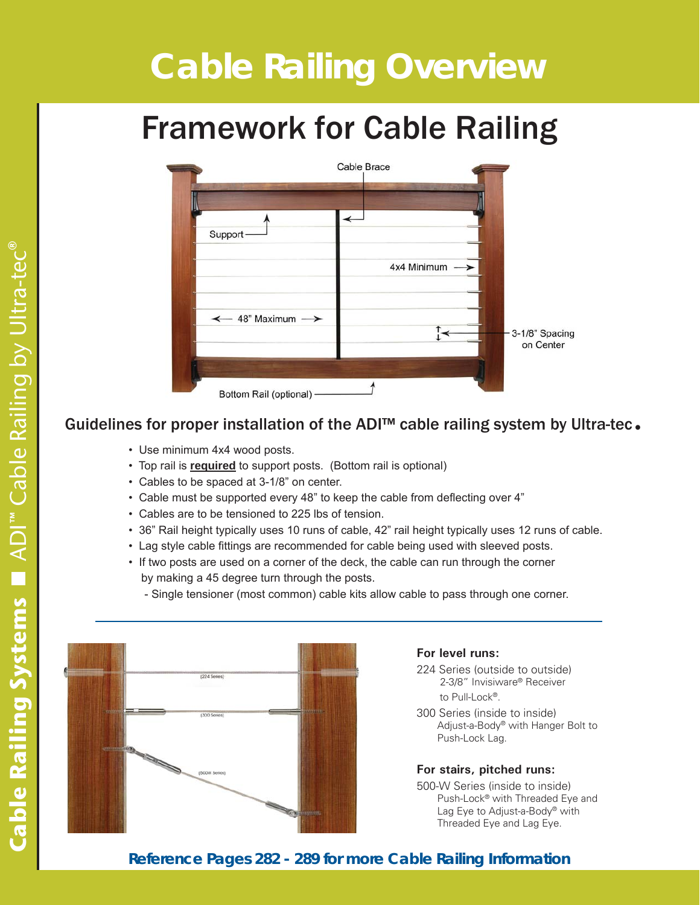# Cable Railing Overview

## Framework for Cable Railing

Cable Brace

Support

4x4 Minimum

48" Maximum

3-1/8" Spacing on Center

Bottom Rail (optional)

### Guidelines for proper installation of the ADI™ cable railing system by Ultra-tec.

- Use minimum 4x4 wood posts.
- Top rail is **required** to support posts. (Bottom rail is optional)
- Cables to be spaced at 3-1/8" on center.
- Cable must be supported every 48" to keep the cable from deflecting over 4"
- Cables are to be tensioned to 225 lbs of tension.
- 36" Rail height typically uses 10 runs of cable, 42" rail height typically uses 12 runs of cable.
- Lag style cable fittings are recommended for cable being used with sleeved posts.
- If two posts are used on a corner of the deck, the cable can run through the corner by making a 45 degree turn through the posts.
  - Single tensioner (most common) cable kits allow cable to pass through one corner.

---

(224 Series)

(300 Series)

(500W Series)

**For level runs:**

224 Series (outside to outside)
2-3/8" Invisiware® Receiver to Pull-Lock®.

300 Series (inside to inside)
Adjust-a-Body® with Hanger Bolt to Push-Lock Lag.

**For stairs, pitched runs:**

500-W Series (inside to inside)
Push-Lock® with Threaded Eye and Lag Eye to Adjust-a-Body® with Threaded Eye and Lag Eye.

**Reference Pages 282 - 289 for more Cable Railing Information**

Cable Railing Systems ■ ADI™ Cable Railing by Ultra-tec®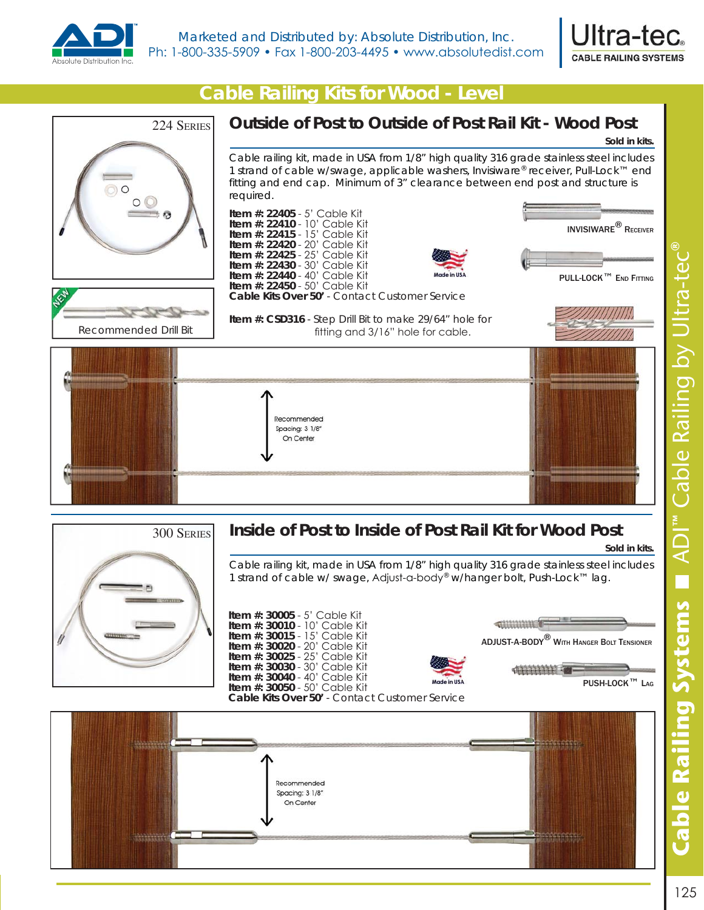Marketed and Distributed by: Absolute Distribution, Inc.
Ph: 1-800-335-5909 • Fax 1-800-203-4495 • www.absolutedist.com

# Cable Railing Kits for Wood - Level

## Outside of Post to Outside of Post Rail Kit - Wood Post

224 Series

**Sold in kits.**

Cable railing kit, made in USA from 1/8" high quality 316 grade stainless steel includes 1 strand of cable w/swage, applicable washers, Invisiware® receiver, Pull-Lock™ end fitting and end cap. Minimum of 3" clearance between end post and structure is required.

**Item #: 22405** - 5' Cable Kit
**Item #: 22410** - 10' Cable Kit
**Item #: 22415** - 15' Cable Kit
**Item #: 22420** - 20' Cable Kit
**Item #: 22425** - 25' Cable Kit
**Item #: 22430** - 30' Cable Kit
**Item #: 22440** - 40' Cable Kit
**Item #: 22450** - 50' Cable Kit
**Cable Kits Over 50'** - Contact Customer Service

Made in USA

INVISIWARE® RECEIVER

PULL-LOCK™ END FITTING

NEW — Recommended Drill Bit

**Item #: CSD316** - Step Drill Bit to make 29/64" hole for fitting and 3/16" hole for cable.

Recommended Spacing: 3 1/8" On Center

## Inside of Post to Inside of Post Rail Kit for Wood Post

300 Series

**Sold in kits.**

Cable railing kit, made in USA from 1/8" high quality 316 grade stainless steel includes 1 strand of cable w/ swage, Adjust-a-body® w/hanger bolt, Push-Lock™ lag.

**Item #: 30005** - 5' Cable Kit
**Item #: 30010** - 10' Cable Kit
**Item #: 30015** - 15' Cable Kit
**Item #: 30020** - 20' Cable Kit
**Item #: 30025** - 25' Cable Kit
**Item #: 30030** - 30' Cable Kit
**Item #: 30040** - 40' Cable Kit
**Item #: 30050** - 50' Cable Kit
**Cable Kits Over 50'** - Contact Customer Service

Made in USA

ADJUST-A-BODY® WITH HANGER BOLT TENSIONER

PUSH-LOCK™ LAG

Recommended Spacing: 3 1/8" On Center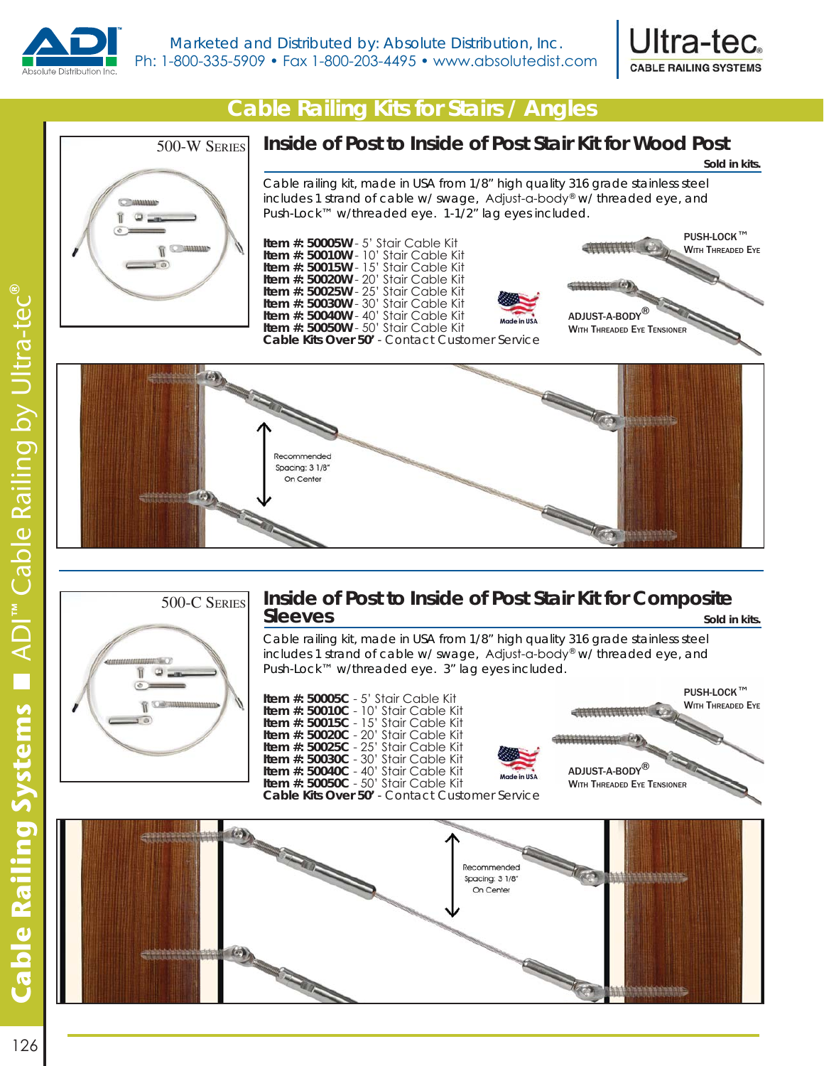# Cable Railing Kits for Stairs / Angles

500-W Series

## Inside of Post to Inside of Post Stair Kit for Wood Post

**Sold in kits.**

Cable railing kit, made in USA from 1/8" high quality 316 grade stainless steel includes 1 strand of cable w/ swage, Adjust-a-body® w/ threaded eye, and Push-Lock™ w/threaded eye. 1-1/2" lag eyes included.

**Item #: 50005W** - 5' Stair Cable Kit
**Item #: 50010W** - 10' Stair Cable Kit
**Item #: 50015W** - 15' Stair Cable Kit
**Item #: 50020W** - 20' Stair Cable Kit
**Item #: 50025W** - 25' Stair Cable Kit
**Item #: 50030W** - 30' Stair Cable Kit
**Item #: 50040W** - 40' Stair Cable Kit
**Item #: 50050W** - 50' Stair Cable Kit
**Cable Kits Over 50'** - Contact Customer Service

Made in USA

PUSH-LOCK™ With Threaded Eye

ADJUST-A-BODY® With Threaded Eye Tensioner

Recommended Spacing: 3 1/8" On Center

500-C Series

## Inside of Post to Inside of Post Stair Kit for Composite Sleeves

**Sold in kits.**

Cable railing kit, made in USA from 1/8" high quality 316 grade stainless steel includes 1 strand of cable w/ swage, Adjust-a-body® w/ threaded eye, and Push-Lock™ w/threaded eye. 3" lag eyes included.

**Item #: 50005C** - 5' Stair Cable Kit
**Item #: 50010C** - 10' Stair Cable Kit
**Item #: 50015C** - 15' Stair Cable Kit
**Item #: 50020C** - 20' Stair Cable Kit
**Item #: 50025C** - 25' Stair Cable Kit
**Item #: 50030C** - 30' Stair Cable Kit
**Item #: 50040C** - 40' Stair Cable Kit
**Item #: 50050C** - 50' Stair Cable Kit
**Cable Kits Over 50'** - Contact Customer Service

Made in USA

PUSH-LOCK™ With Threaded Eye

ADJUST-A-BODY® With Threaded Eye Tensioner

Recommended Spacing: 3 1/8" On Center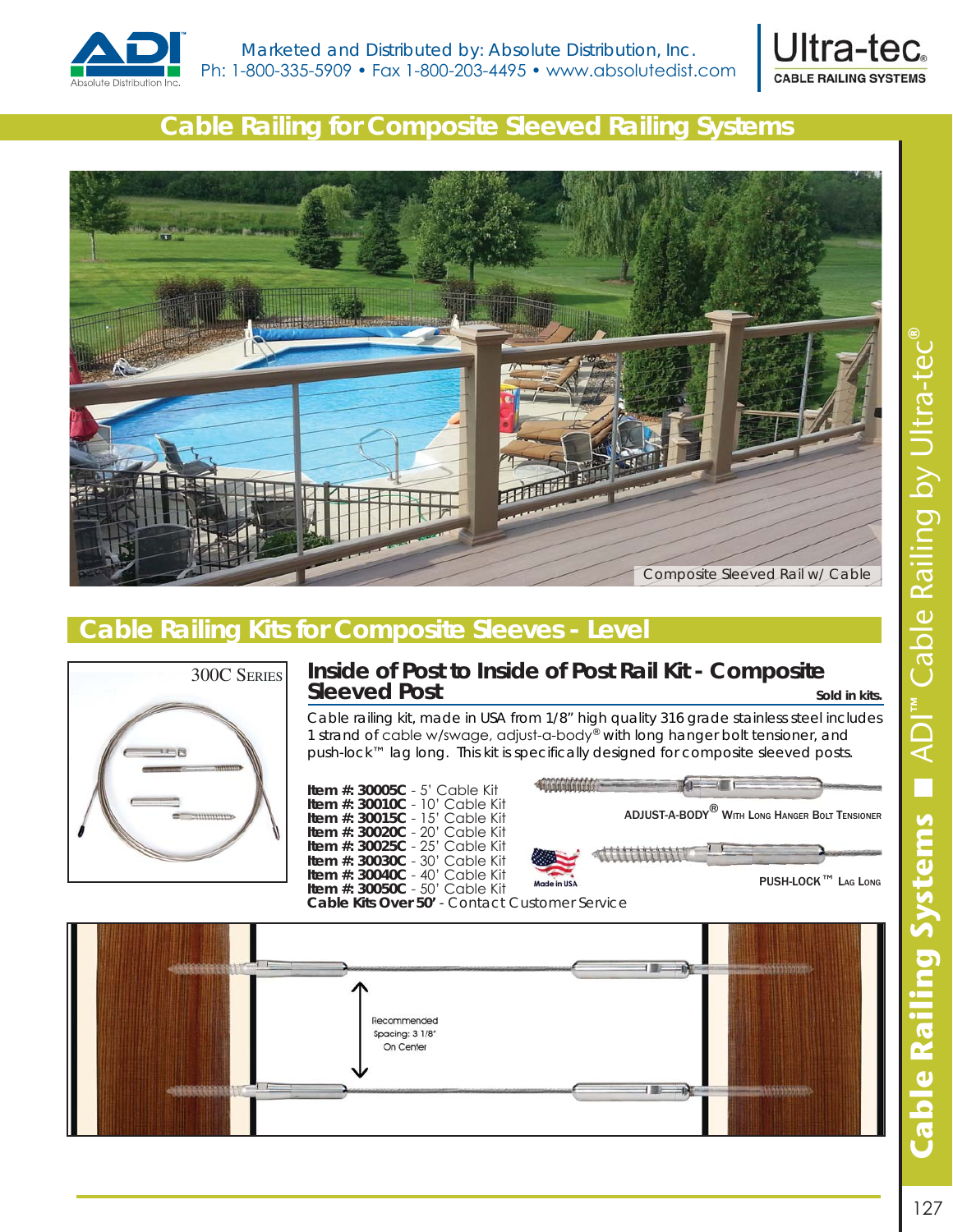Marketed and Distributed by: Absolute Distribution, Inc.
Ph: 1-800-335-5909 • Fax 1-800-203-4495 • www.absolutedist.com

# Cable Railing for Composite Sleeved Railing Systems

Composite Sleeved Rail w/ Cable

## Cable Railing Kits for Composite Sleeves - Level

300C SERIES

### Inside of Post to Inside of Post Rail Kit - Composite Sleeved Post

**Sold in kits.**

Cable railing kit, made in USA from 1/8" high quality 316 grade stainless steel includes 1 strand of cable w/swage, adjust-a-body® with long hanger bolt tensioner, and push-lock™ lag long. This kit is specifically designed for composite sleeved posts.

**Item #: 30005C** - 5' Cable Kit
**Item #: 30010C** - 10' Cable Kit
**Item #: 30015C** - 15' Cable Kit
**Item #: 30020C** - 20' Cable Kit
**Item #: 30025C** - 25' Cable Kit
**Item #: 30030C** - 30' Cable Kit
**Item #: 30040C** - 40' Cable Kit
**Item #: 30050C** - 50' Cable Kit
**Cable Kits Over 50'** - Contact Customer Service

ADJUST-A-BODY® WITH LONG HANGER BOLT TENSIONER

Made in USA

PUSH-LOCK™ LAG LONG

Recommended Spacing: 3 1/8" On Center

Cable Railing Systems ■ ADI™ Cable Railing by Ultra-tec®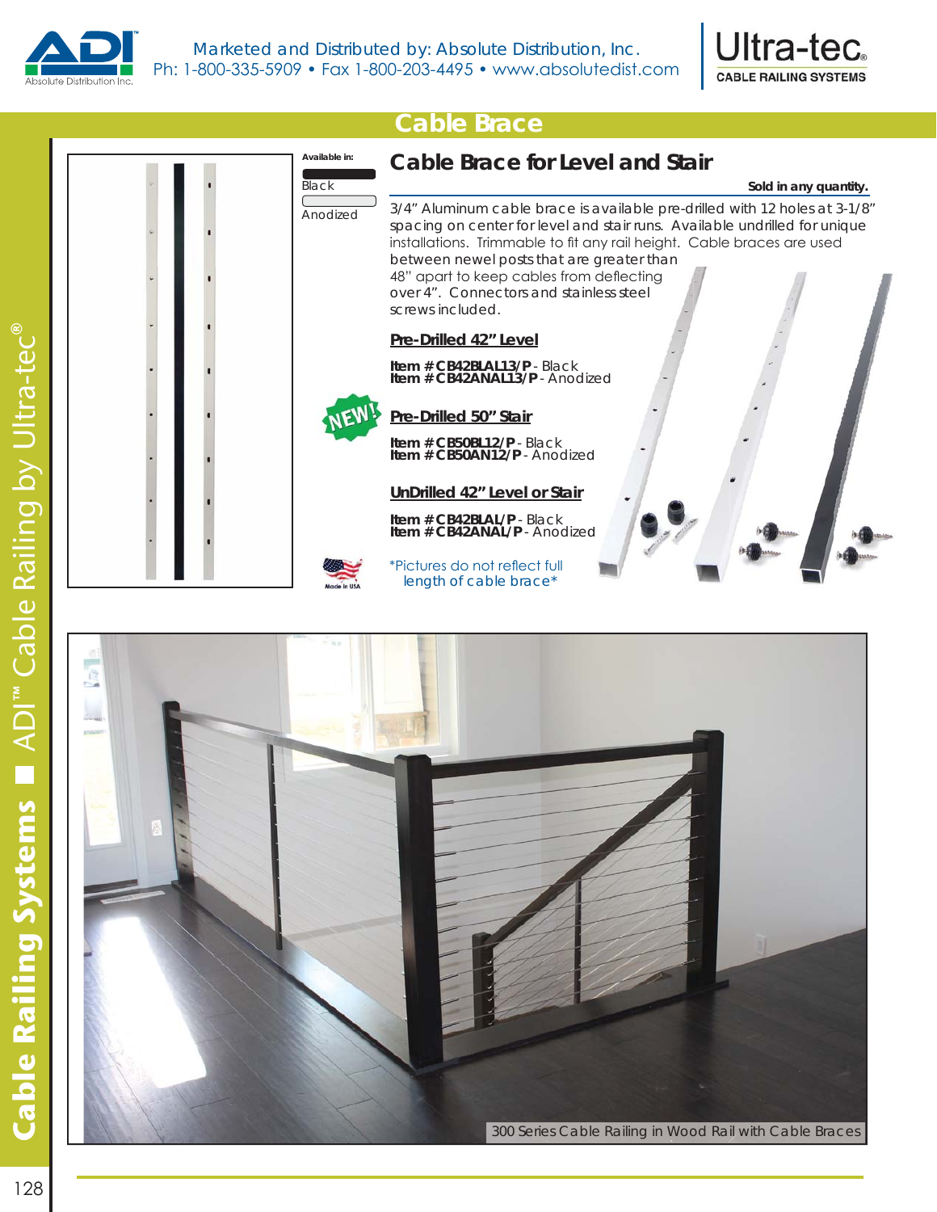Marketed and Distributed by: Absolute Distribution, Inc.
Ph: 1-800-335-5909 • Fax 1-800-203-4495 • www.absolutedist.com

# Cable Brace

Available in:

- Black
- Anodized

## Cable Brace for Level and Stair

**Sold in any quantity.**

3/4" Aluminum cable brace is available pre-drilled with 12 holes at 3-1/8" spacing on center for level and stair runs. Available undrilled for unique installations. Trimmable to fit any rail height. Cable braces are used between newel posts that are greater than 48" apart to keep cables from deflecting over 4". Connectors and stainless steel screws included.

### Pre-Drilled 42" Level

**Item # CB42BLAL13/P** - Black
**Item # CB42ANAL13/P** - Anodized

### NEW! Pre-Drilled 50" Stair

**Item # CB50BL12/P** - Black
**Item # CB50AN12/P** - Anodized

### UnDrilled 42" Level or Stair

**Item # CB42BLAL/P** - Black
**Item # CB42ANAL/P** - Anodized

Made in USA

*Pictures do not reflect full length of cable brace*

300 Series Cable Railing in Wood Rail with Cable Braces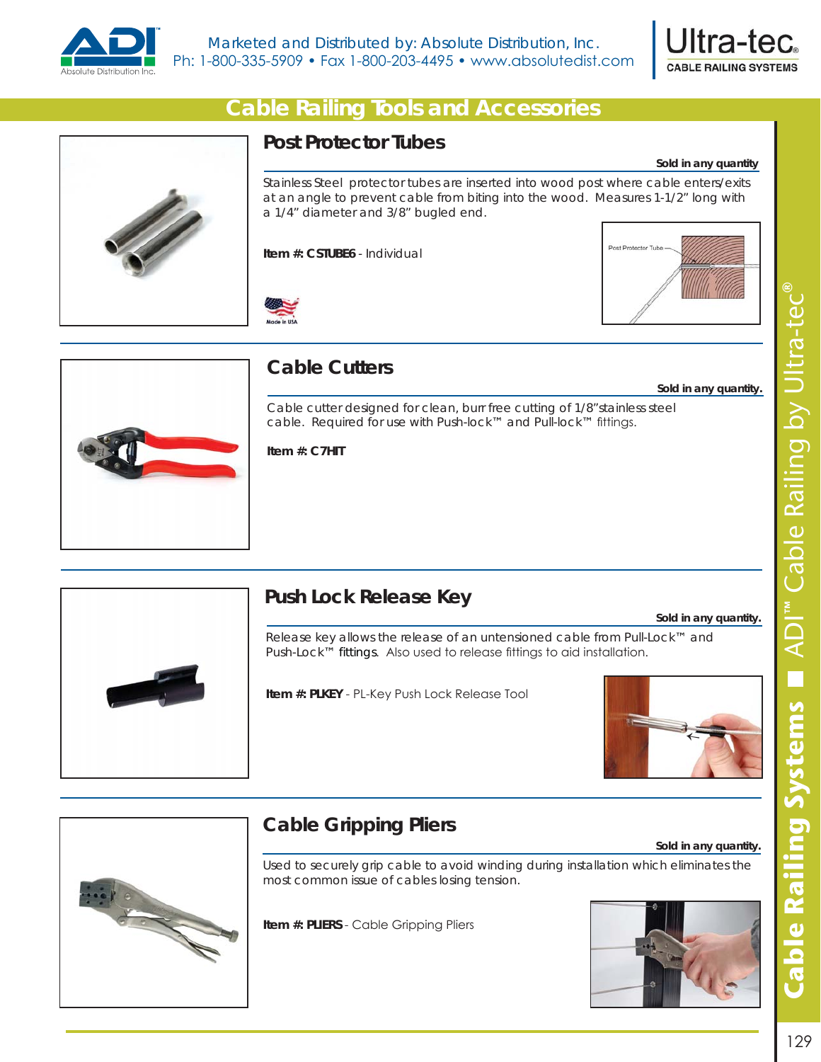# Cable Railing Tools and Accessories

## Post Protector Tubes

**Sold in any quantity**

Stainless Steel protector tubes are inserted into wood post where cable enters/exits at an angle to prevent cable from biting into the wood. Measures 1-1/2" long with a 1/4" diameter and 3/8" bugled end.

**Item #: CSTUBE6** - Individual

Post Protector Tube

Made in USA

## Cable Cutters

**Sold in any quantity.**

Cable cutter designed for clean, burr free cutting of 1/8" stainless steel cable. Required for use with Push-lock™ and Pull-lock™ fittings.

**Item #: C7HIT**

## Push Lock Release Key

**Sold in any quantity.**

Release key allows the release of an untensioned cable from Pull-Lock™ and Push-Lock™ fittings. Also used to release fittings to aid installation.

**Item #: PLKEY** - PL-Key Push Lock Release Tool

## Cable Gripping Pliers

**Sold in any quantity.**

Used to securely grip cable to avoid winding during installation which eliminates the most common issue of cables losing tension.

**Item #: PLIERS** - Cable Gripping Pliers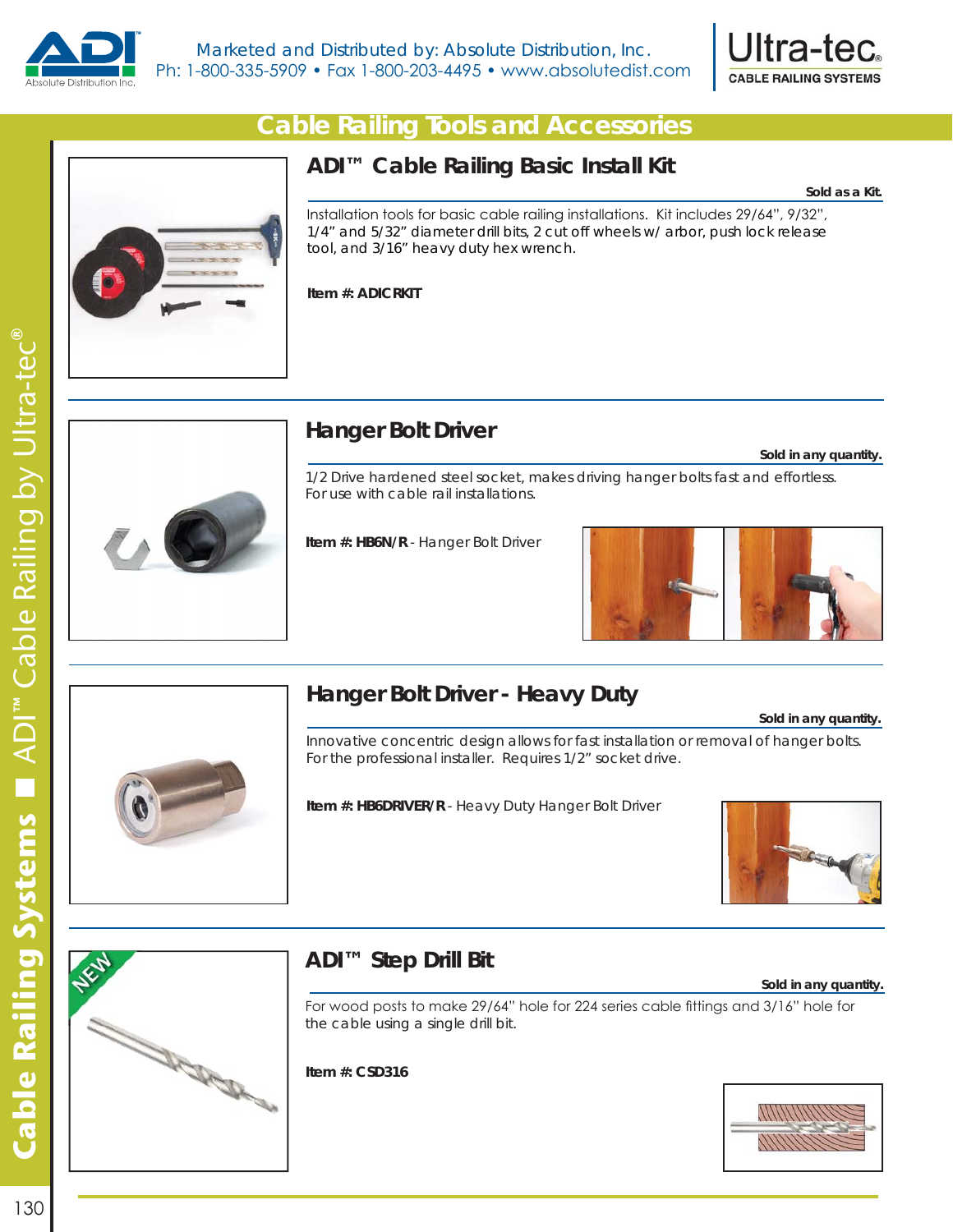# Cable Railing Tools and Accessories

## ADI™ Cable Railing Basic Install Kit

**Sold as a Kit.**

Installation tools for basic cable railing installations. Kit includes 29/64", 9/32", 1/4" and 5/32" diameter drill bits, 2 cut off wheels w/ arbor, push lock release tool, and 3/16" heavy duty hex wrench.

**Item #: ADICRKIT**

## Hanger Bolt Driver

**Sold in any quantity.**

1/2 Drive hardened steel socket, makes driving hanger bolts fast and effortless. For use with cable rail installations.

**Item #: HB6N/R** - Hanger Bolt Driver

## Hanger Bolt Driver - Heavy Duty

**Sold in any quantity.**

Innovative concentric design allows for fast installation or removal of hanger bolts. For the professional installer. Requires 1/2" socket drive.

**Item #: HB6DRIVER/R** - Heavy Duty Hanger Bolt Driver

## ADI™ Step Drill Bit

NEW

**Sold in any quantity.**

For wood posts to make 29/64" hole for 224 series cable fittings and 3/16" hole for the cable using a single drill bit.

**Item #: CSD316**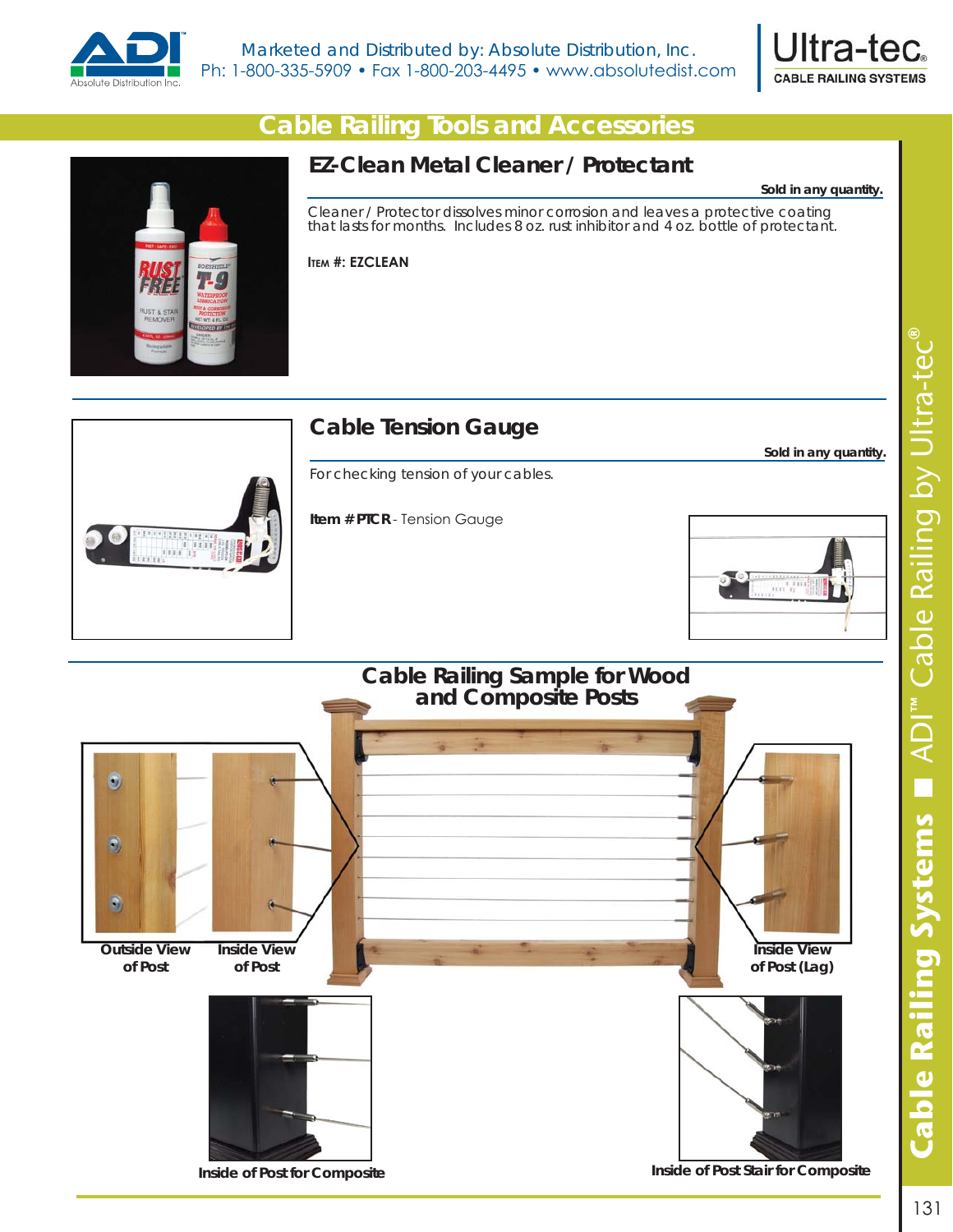Marketed and Distributed by: Absolute Distribution, Inc.
Ph: 1-800-335-5909 • Fax 1-800-203-4495 • www.absolutedist.com

# Cable Railing Tools and Accessories

## EZ-Clean Metal Cleaner / Protectant

**Sold in any quantity.**

Cleaner / Protector dissolves minor corrosion and leaves a protective coating that lasts for months. Includes 8 oz. rust inhibitor and 4 oz. bottle of protectant.

**Item #: EZCLEAN**

## Cable Tension Gauge

**Sold in any quantity.**

For checking tension of your cables.

**Item # PTCR** - Tension Gauge

## Cable Railing Sample for Wood and Composite Posts

Outside View of Post

Inside View of Post

Inside View of Post (Lag)

Inside of Post for Composite

Inside of Post Stair for Composite